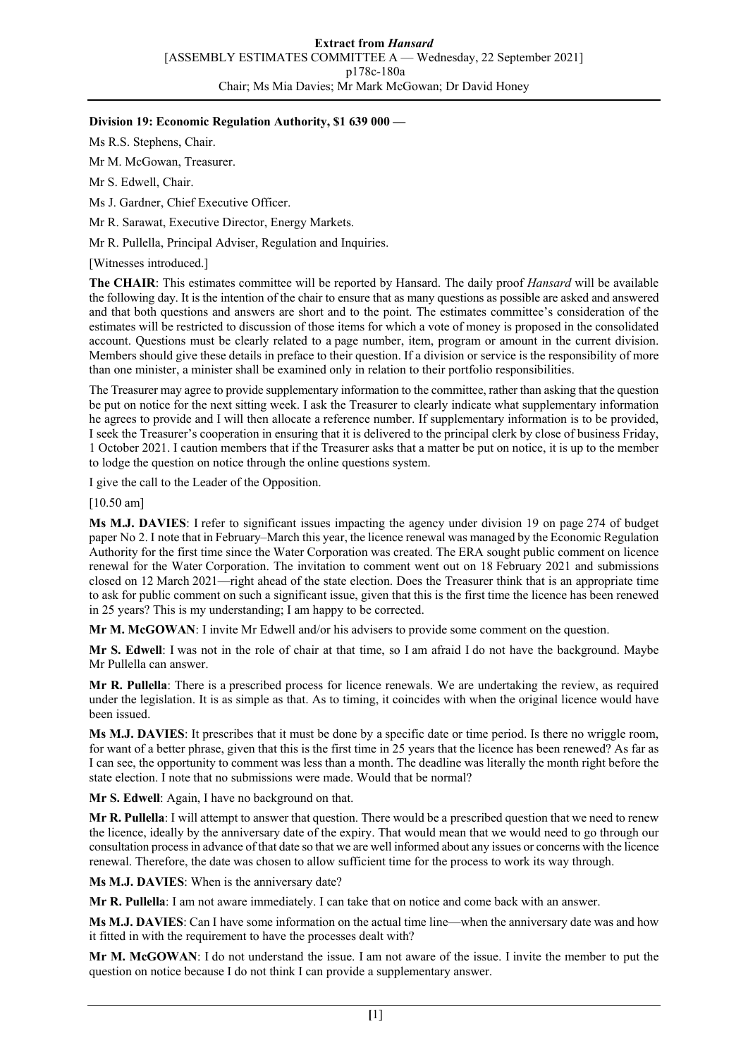**Division 19: Economic Regulation Authority, $1 639 000 —**

Ms R.S. Stephens, Chair.

Mr M. McGowan, Treasurer.

Mr S. Edwell, Chair.

Ms J. Gardner, Chief Executive Officer.

Mr R. Sarawat, Executive Director, Energy Markets.

Mr R. Pullella, Principal Adviser, Regulation and Inquiries.

[Witnesses introduced.]

**The CHAIR**: This estimates committee will be reported by Hansard. The daily proof *Hansard* will be available the following day. It is the intention of the chair to ensure that as many questions as possible are asked and answered and that both questions and answers are short and to the point. The estimates committee's consideration of the estimates will be restricted to discussion of those items for which a vote of money is proposed in the consolidated account. Questions must be clearly related to a page number, item, program or amount in the current division. Members should give these details in preface to their question. If a division or service is the responsibility of more than one minister, a minister shall be examined only in relation to their portfolio responsibilities.

The Treasurer may agree to provide supplementary information to the committee, rather than asking that the question be put on notice for the next sitting week. I ask the Treasurer to clearly indicate what supplementary information he agrees to provide and I will then allocate a reference number. If supplementary information is to be provided, I seek the Treasurer's cooperation in ensuring that it is delivered to the principal clerk by close of business Friday, 1 October 2021. I caution members that if the Treasurer asks that a matter be put on notice, it is up to the member to lodge the question on notice through the online questions system.

I give the call to the Leader of the Opposition.

[10.50 am]

**Ms M.J. DAVIES**: I refer to significant issues impacting the agency under division 19 on page 274 of budget paper No 2. I note that in February–March this year, the licence renewal was managed by the Economic Regulation Authority for the first time since the Water Corporation was created. The ERA sought public comment on licence renewal for the Water Corporation. The invitation to comment went out on 18 February 2021 and submissions closed on 12 March 2021—right ahead of the state election. Does the Treasurer think that is an appropriate time to ask for public comment on such a significant issue, given that this is the first time the licence has been renewed in 25 years? This is my understanding; I am happy to be corrected.

**Mr M. McGOWAN**: I invite Mr Edwell and/or his advisers to provide some comment on the question.

**Mr S. Edwell**: I was not in the role of chair at that time, so I am afraid I do not have the background. Maybe Mr Pullella can answer.

**Mr R. Pullella**: There is a prescribed process for licence renewals. We are undertaking the review, as required under the legislation. It is as simple as that. As to timing, it coincides with when the original licence would have been issued.

**Ms M.J. DAVIES**: It prescribes that it must be done by a specific date or time period. Is there no wriggle room, for want of a better phrase, given that this is the first time in 25 years that the licence has been renewed? As far as I can see, the opportunity to comment was less than a month. The deadline was literally the month right before the state election. I note that no submissions were made. Would that be normal?

**Mr S. Edwell**: Again, I have no background on that.

**Mr R. Pullella**: I will attempt to answer that question. There would be a prescribed question that we need to renew the licence, ideally by the anniversary date of the expiry. That would mean that we would need to go through our consultation process in advance of that date so that we are well informed about any issues or concerns with the licence renewal. Therefore, the date was chosen to allow sufficient time for the process to work its way through.

**Ms M.J. DAVIES**: When is the anniversary date?

**Mr R. Pullella**: I am not aware immediately. I can take that on notice and come back with an answer.

**Ms M.J. DAVIES**: Can I have some information on the actual time line—when the anniversary date was and how it fitted in with the requirement to have the processes dealt with?

**Mr M. McGOWAN**: I do not understand the issue. I am not aware of the issue. I invite the member to put the question on notice because I do not think I can provide a supplementary answer.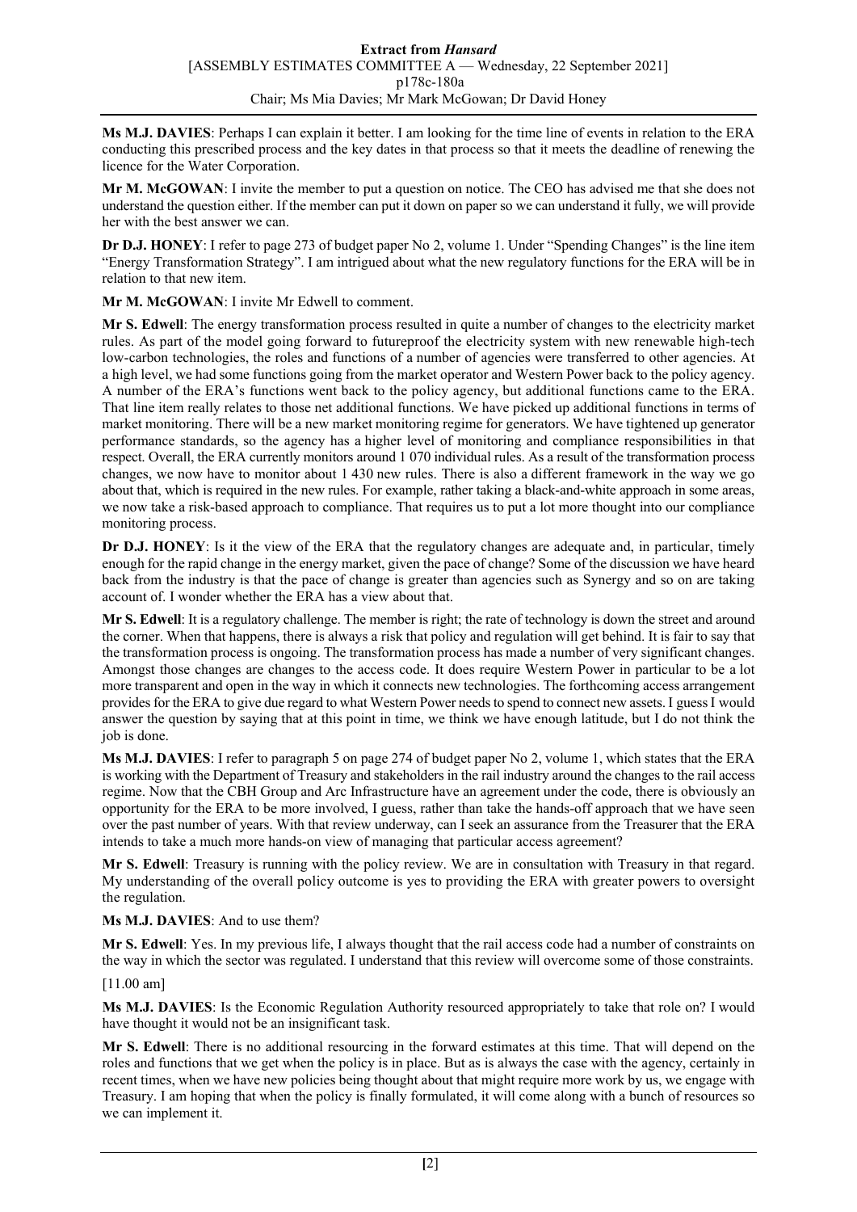**Ms M.J. DAVIES**: Perhaps I can explain it better. I am looking for the time line of events in relation to the ERA conducting this prescribed process and the key dates in that process so that it meets the deadline of renewing the licence for the Water Corporation.

**Mr M. McGOWAN**: I invite the member to put a question on notice. The CEO has advised me that she does not understand the question either. If the member can put it down on paper so we can understand it fully, we will provide her with the best answer we can.

**Dr D.J. HONEY**: I refer to page 273 of budget paper No 2, volume 1. Under "Spending Changes" is the line item "Energy Transformation Strategy". I am intrigued about what the new regulatory functions for the ERA will be in relation to that new item.

**Mr M. McGOWAN**: I invite Mr Edwell to comment.

**Mr S. Edwell**: The energy transformation process resulted in quite a number of changes to the electricity market rules. As part of the model going forward to futureproof the electricity system with new renewable high-tech low-carbon technologies, the roles and functions of a number of agencies were transferred to other agencies. At a high level, we had some functions going from the market operator and Western Power back to the policy agency. A number of the ERA's functions went back to the policy agency, but additional functions came to the ERA. That line item really relates to those net additional functions. We have picked up additional functions in terms of market monitoring. There will be a new market monitoring regime for generators. We have tightened up generator performance standards, so the agency has a higher level of monitoring and compliance responsibilities in that respect. Overall, the ERA currently monitors around 1 070 individual rules. As a result of the transformation process changes, we now have to monitor about 1 430 new rules. There is also a different framework in the way we go about that, which is required in the new rules. For example, rather taking a black-and-white approach in some areas, we now take a risk-based approach to compliance. That requires us to put a lot more thought into our compliance monitoring process.

**Dr D.J. HONEY**: Is it the view of the ERA that the regulatory changes are adequate and, in particular, timely enough for the rapid change in the energy market, given the pace of change? Some of the discussion we have heard back from the industry is that the pace of change is greater than agencies such as Synergy and so on are taking account of. I wonder whether the ERA has a view about that.

**Mr S. Edwell**: It is a regulatory challenge. The member is right; the rate of technology is down the street and around the corner. When that happens, there is always a risk that policy and regulation will get behind. It is fair to say that the transformation process is ongoing. The transformation process has made a number of very significant changes. Amongst those changes are changes to the access code. It does require Western Power in particular to be a lot more transparent and open in the way in which it connects new technologies. The forthcoming access arrangement provides for the ERA to give due regard to what Western Power needs to spend to connect new assets. I guess I would answer the question by saying that at this point in time, we think we have enough latitude, but I do not think the job is done.

**Ms M.J. DAVIES**: I refer to paragraph 5 on page 274 of budget paper No 2, volume 1, which states that the ERA is working with the Department of Treasury and stakeholders in the rail industry around the changes to the rail access regime. Now that the CBH Group and Arc Infrastructure have an agreement under the code, there is obviously an opportunity for the ERA to be more involved, I guess, rather than take the hands-off approach that we have seen over the past number of years. With that review underway, can I seek an assurance from the Treasurer that the ERA intends to take a much more hands-on view of managing that particular access agreement?

**Mr S. Edwell**: Treasury is running with the policy review. We are in consultation with Treasury in that regard. My understanding of the overall policy outcome is yes to providing the ERA with greater powers to oversight the regulation.

**Ms M.J. DAVIES**: And to use them?

**Mr S. Edwell**: Yes. In my previous life, I always thought that the rail access code had a number of constraints on the way in which the sector was regulated. I understand that this review will overcome some of those constraints.

[11.00 am]

**Ms M.J. DAVIES**: Is the Economic Regulation Authority resourced appropriately to take that role on? I would have thought it would not be an insignificant task.

**Mr S. Edwell**: There is no additional resourcing in the forward estimates at this time. That will depend on the roles and functions that we get when the policy is in place. But as is always the case with the agency, certainly in recent times, when we have new policies being thought about that might require more work by us, we engage with Treasury. I am hoping that when the policy is finally formulated, it will come along with a bunch of resources so we can implement it.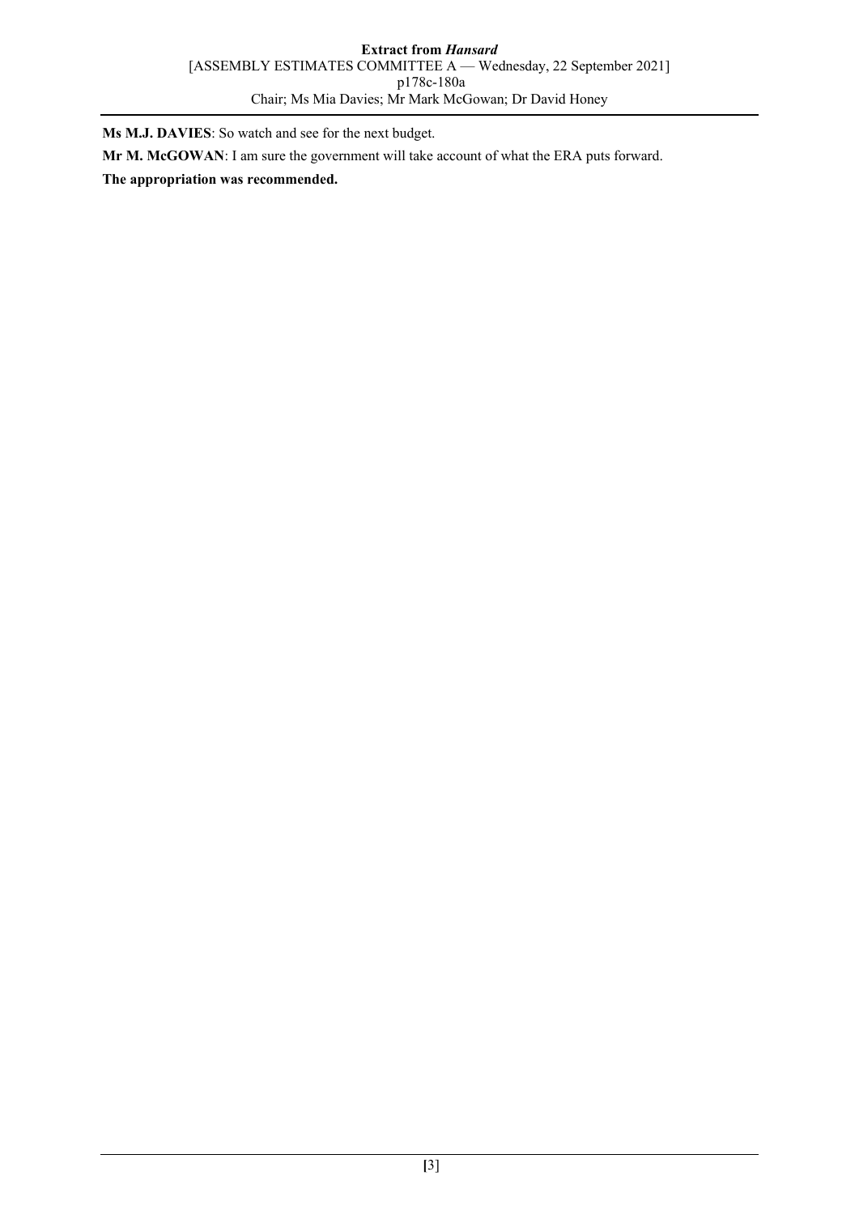**Ms M.J. DAVIES**: So watch and see for the next budget.

**Mr M. McGOWAN**: I am sure the government will take account of what the ERA puts forward.

**The appropriation was recommended.**